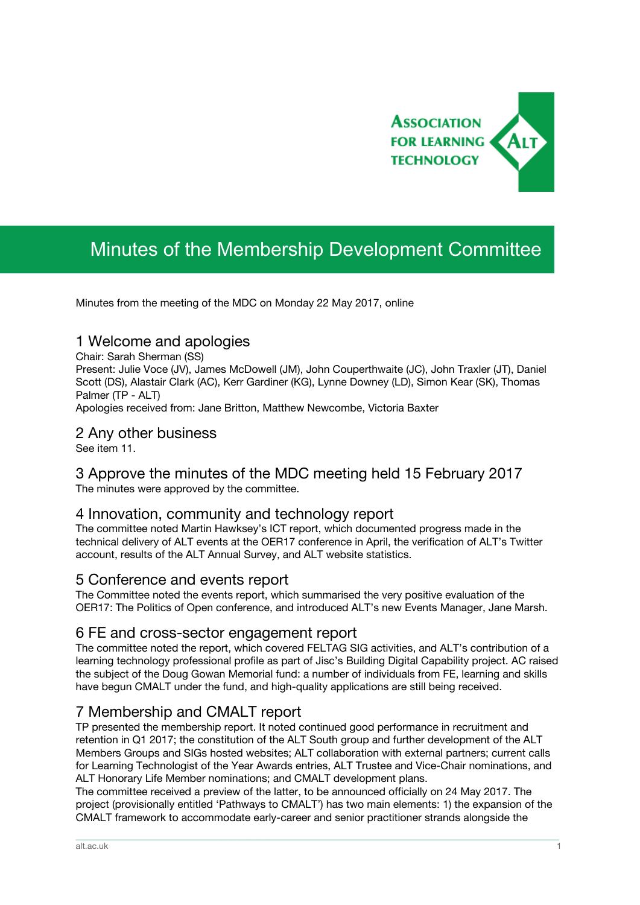# Minutes of the Membership Development Committee

Minutes from the meeting of the MDC on Monday 22 May 2017, online

## 1 Welcome and apologies

Chair: Sarah Sherman (SS)
Present: Julie Voce (JV), James McDowell (JM), John Couperthwaite (JC), John Traxler (JT), Daniel Scott (DS), Alastair Clark (AC), Kerr Gardiner (KG), Lynne Downey (LD), Simon Kear (SK), Thomas Palmer (TP - ALT)
Apologies received from: Jane Britton, Matthew Newcombe, Victoria Baxter

## 2 Any other business

See item 11.

## 3 Approve the minutes of the MDC meeting held 15 February 2017

The minutes were approved by the committee.

## 4 Innovation, community and technology report

The committee noted Martin Hawksey's ICT report, which documented progress made in the technical delivery of ALT events at the OER17 conference in April, the verification of ALT's Twitter account, results of the ALT Annual Survey, and ALT website statistics.

## 5 Conference and events report

The Committee noted the events report, which summarised the very positive evaluation of the OER17: The Politics of Open conference, and introduced ALT's new Events Manager, Jane Marsh.

## 6 FE and cross-sector engagement report

The committee noted the report, which covered FELTAG SIG activities, and ALT's contribution of a learning technology professional profile as part of Jisc's Building Digital Capability project. AC raised the subject of the Doug Gowan Memorial fund: a number of individuals from FE, learning and skills have begun CMALT under the fund, and high-quality applications are still being received.

## 7 Membership and CMALT report

TP presented the membership report. It noted continued good performance in recruitment and retention in Q1 2017; the constitution of the ALT South group and further development of the ALT Members Groups and SIGs hosted websites; ALT collaboration with external partners; current calls for Learning Technologist of the Year Awards entries, ALT Trustee and Vice-Chair nominations, and ALT Honorary Life Member nominations; and CMALT development plans.

The committee received a preview of the latter, to be announced officially on 24 May 2017. The project (provisionally entitled 'Pathways to CMALT') has two main elements: 1) the expansion of the CMALT framework to accommodate early-career and senior practitioner strands alongside the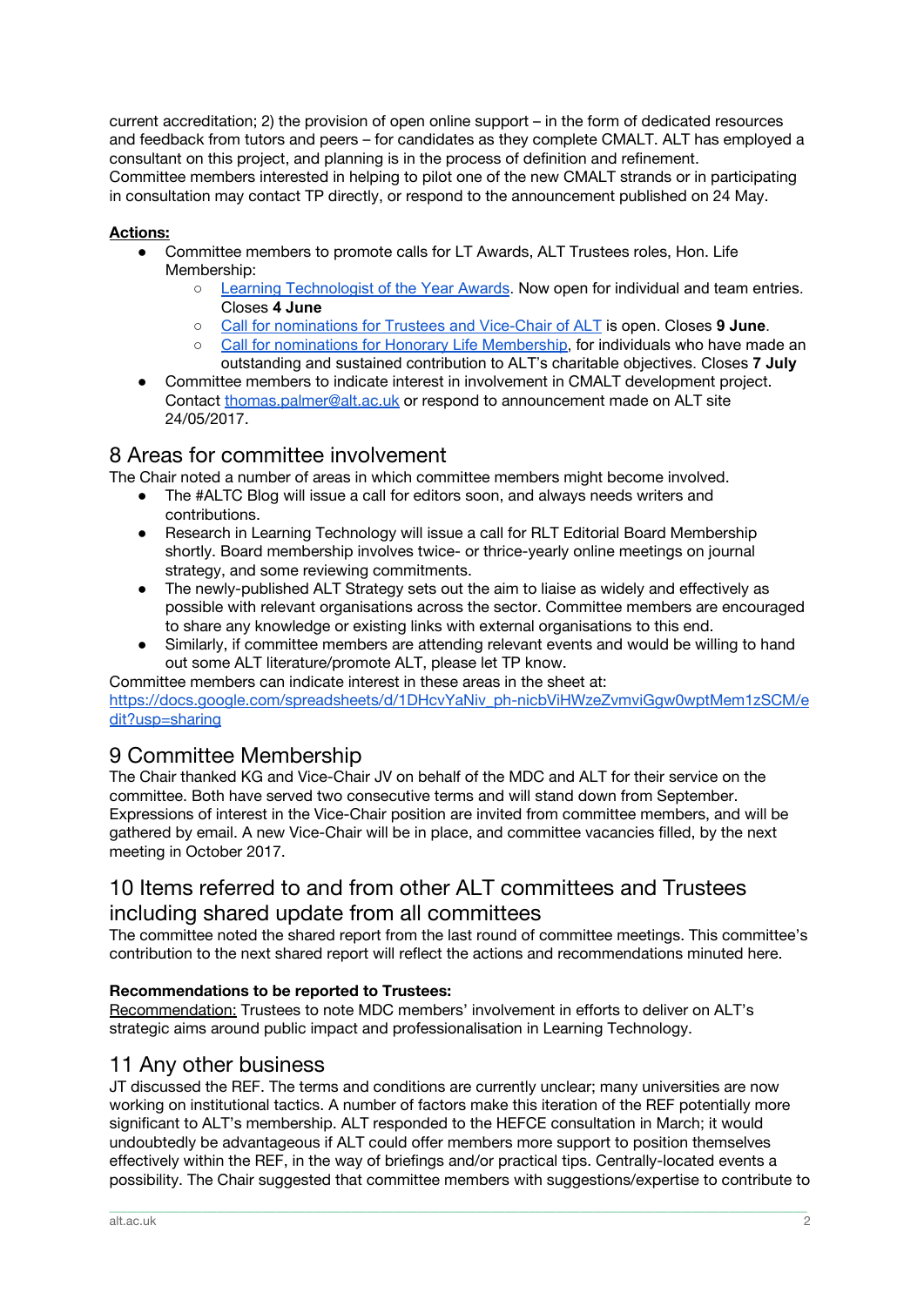current accreditation; 2) the provision of open online support – in the form of dedicated resources and feedback from tutors and peers – for candidates as they complete CMALT. ALT has employed a consultant on this project, and planning is in the process of definition and refinement. Committee members interested in helping to pilot one of the new CMALT strands or in participating in consultation may contact TP directly, or respond to the announcement published on 24 May.

**Actions:**

- Committee members to promote calls for LT Awards, ALT Trustees roles, Hon. Life Membership:
  - Learning Technologist of the Year Awards. Now open for individual and team entries. Closes **4 June**
  - Call for nominations for Trustees and Vice-Chair of ALT is open. Closes **9 June**.
  - Call for nominations for Honorary Life Membership, for individuals who have made an outstanding and sustained contribution to ALT's charitable objectives. Closes **7 July**
- Committee members to indicate interest in involvement in CMALT development project. Contact thomas.palmer@alt.ac.uk or respond to announcement made on ALT site 24/05/2017.

## 8 Areas for committee involvement

The Chair noted a number of areas in which committee members might become involved.

- The #ALTC Blog will issue a call for editors soon, and always needs writers and contributions.
- Research in Learning Technology will issue a call for RLT Editorial Board Membership shortly. Board membership involves twice- or thrice-yearly online meetings on journal strategy, and some reviewing commitments.
- The newly-published ALT Strategy sets out the aim to liaise as widely and effectively as possible with relevant organisations across the sector. Committee members are encouraged to share any knowledge or existing links with external organisations to this end.
- Similarly, if committee members are attending relevant events and would be willing to hand out some ALT literature/promote ALT, please let TP know.

Committee members can indicate interest in these areas in the sheet at: https://docs.google.com/spreadsheets/d/1DHcvYaNiv_ph-nicbViHWzeZvmviGgw0wptMem1zSCM/edit?usp=sharing

## 9 Committee Membership

The Chair thanked KG and Vice-Chair JV on behalf of the MDC and ALT for their service on the committee. Both have served two consecutive terms and will stand down from September. Expressions of interest in the Vice-Chair position are invited from committee members, and will be gathered by email. A new Vice-Chair will be in place, and committee vacancies filled, by the next meeting in October 2017.

## 10 Items referred to and from other ALT committees and Trustees including shared update from all committees

The committee noted the shared report from the last round of committee meetings. This committee's contribution to the next shared report will reflect the actions and recommendations minuted here.

**Recommendations to be reported to Trustees:**

Recommendation: Trustees to note MDC members' involvement in efforts to deliver on ALT's strategic aims around public impact and professionalisation in Learning Technology.

## 11 Any other business

JT discussed the REF. The terms and conditions are currently unclear; many universities are now working on institutional tactics. A number of factors make this iteration of the REF potentially more significant to ALT's membership. ALT responded to the HEFCE consultation in March; it would undoubtedly be advantageous if ALT could offer members more support to position themselves effectively within the REF, in the way of briefings and/or practical tips. Centrally-located events a possibility. The Chair suggested that committee members with suggestions/expertise to contribute to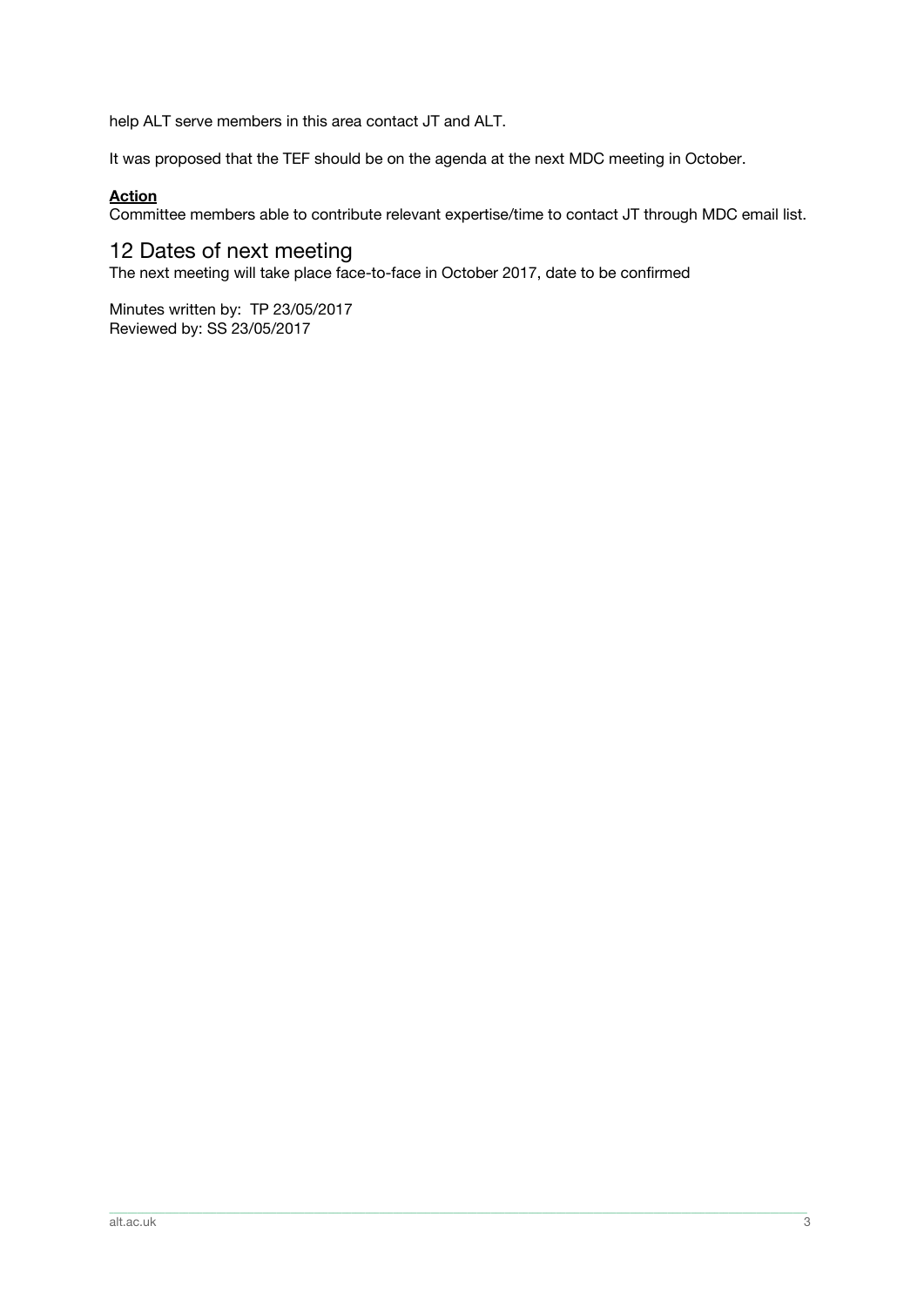help ALT serve members in this area contact JT and ALT.

It was proposed that the TEF should be on the agenda at the next MDC meeting in October.

**Action**
Committee members able to contribute relevant expertise/time to contact JT through MDC email list.

## 12 Dates of next meeting

The next meeting will take place face-to-face in October 2017, date to be confirmed

Minutes written by: TP 23/05/2017
Reviewed by: SS 23/05/2017